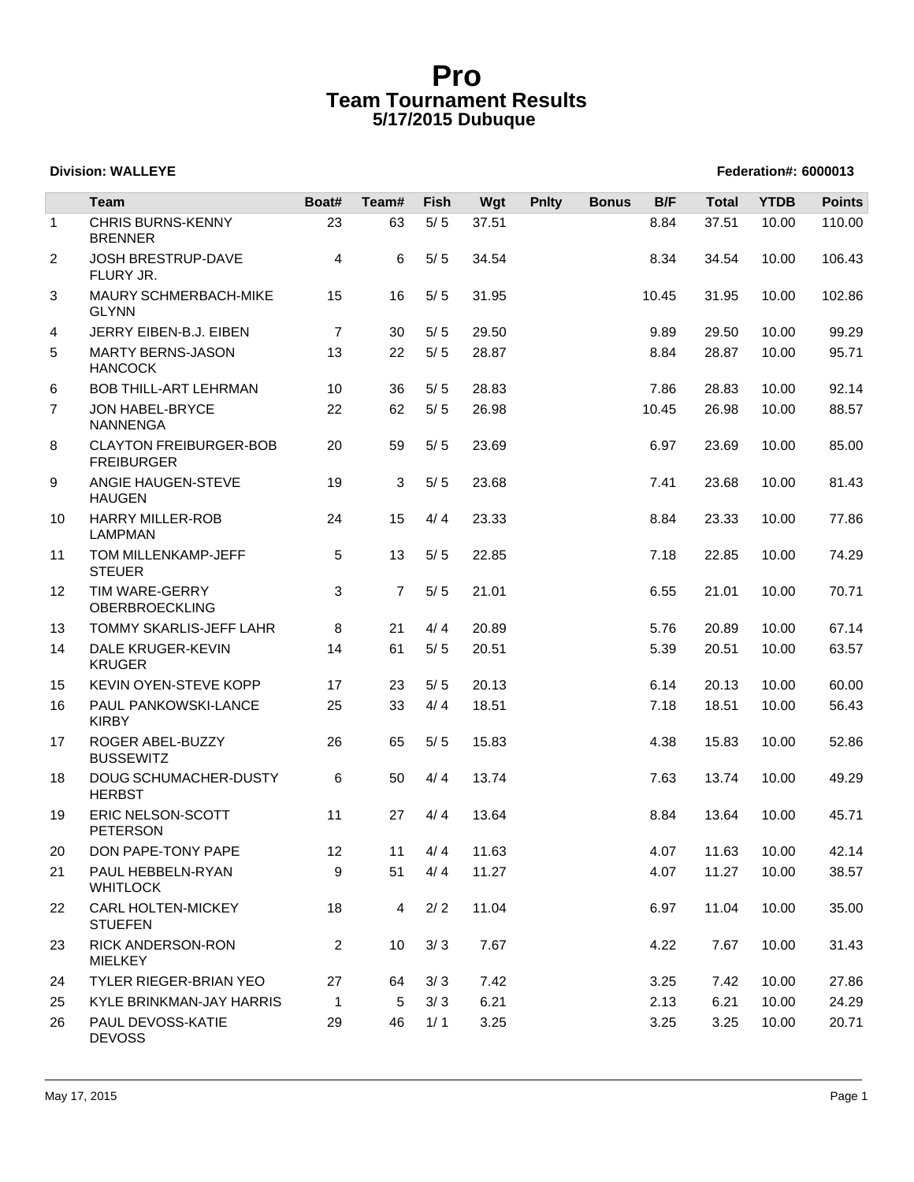# Pro
## Team Tournament Results
### 5/17/2015 Dubuque

**Division: WALLEYE** **Federation#: 6000013**

| | Team | Boat# | Team# | Fish | Wgt | Pnlty | Bonus | B/F | Total | YTDB | Points |
|---|---|---|---|---|---|---|---|---|---|---|---|
| 1 | CHRIS BURNS-KENNY BRENNER | 23 | 63 | 5/ 5 | 37.51 | | | 8.84 | 37.51 | 10.00 | 110.00 |
| 2 | JOSH BRESTRUP-DAVE FLURY JR. | 4 | 6 | 5/ 5 | 34.54 | | | 8.34 | 34.54 | 10.00 | 106.43 |
| 3 | MAURY SCHMERBACH-MIKE GLYNN | 15 | 16 | 5/ 5 | 31.95 | | | 10.45 | 31.95 | 10.00 | 102.86 |
| 4 | JERRY EIBEN-B.J. EIBEN | 7 | 30 | 5/ 5 | 29.50 | | | 9.89 | 29.50 | 10.00 | 99.29 |
| 5 | MARTY BERNS-JASON HANCOCK | 13 | 22 | 5/ 5 | 28.87 | | | 8.84 | 28.87 | 10.00 | 95.71 |
| 6 | BOB THILL-ART LEHRMAN | 10 | 36 | 5/ 5 | 28.83 | | | 7.86 | 28.83 | 10.00 | 92.14 |
| 7 | JON HABEL-BRYCE NANNENGA | 22 | 62 | 5/ 5 | 26.98 | | | 10.45 | 26.98 | 10.00 | 88.57 |
| 8 | CLAYTON FREIBURGER-BOB FREIBURGER | 20 | 59 | 5/ 5 | 23.69 | | | 6.97 | 23.69 | 10.00 | 85.00 |
| 9 | ANGIE HAUGEN-STEVE HAUGEN | 19 | 3 | 5/ 5 | 23.68 | | | 7.41 | 23.68 | 10.00 | 81.43 |
| 10 | HARRY MILLER-ROB LAMPMAN | 24 | 15 | 4/ 4 | 23.33 | | | 8.84 | 23.33 | 10.00 | 77.86 |
| 11 | TOM MILLENKAMP-JEFF STEUER | 5 | 13 | 5/ 5 | 22.85 | | | 7.18 | 22.85 | 10.00 | 74.29 |
| 12 | TIM WARE-GERRY OBERBROECKLING | 3 | 7 | 5/ 5 | 21.01 | | | 6.55 | 21.01 | 10.00 | 70.71 |
| 13 | TOMMY SKARLIS-JEFF LAHR | 8 | 21 | 4/ 4 | 20.89 | | | 5.76 | 20.89 | 10.00 | 67.14 |
| 14 | DALE KRUGER-KEVIN KRUGER | 14 | 61 | 5/ 5 | 20.51 | | | 5.39 | 20.51 | 10.00 | 63.57 |
| 15 | KEVIN OYEN-STEVE KOPP | 17 | 23 | 5/ 5 | 20.13 | | | 6.14 | 20.13 | 10.00 | 60.00 |
| 16 | PAUL PANKOWSKI-LANCE KIRBY | 25 | 33 | 4/ 4 | 18.51 | | | 7.18 | 18.51 | 10.00 | 56.43 |
| 17 | ROGER ABEL-BUZZY BUSSEWITZ | 26 | 65 | 5/ 5 | 15.83 | | | 4.38 | 15.83 | 10.00 | 52.86 |
| 18 | DOUG SCHUMACHER-DUSTY HERBST | 6 | 50 | 4/ 4 | 13.74 | | | 7.63 | 13.74 | 10.00 | 49.29 |
| 19 | ERIC NELSON-SCOTT PETERSON | 11 | 27 | 4/ 4 | 13.64 | | | 8.84 | 13.64 | 10.00 | 45.71 |
| 20 | DON PAPE-TONY PAPE | 12 | 11 | 4/ 4 | 11.63 | | | 4.07 | 11.63 | 10.00 | 42.14 |
| 21 | PAUL HEBBELN-RYAN WHITLOCK | 9 | 51 | 4/ 4 | 11.27 | | | 4.07 | 11.27 | 10.00 | 38.57 |
| 22 | CARL HOLTEN-MICKEY STUEFEN | 18 | 4 | 2/ 2 | 11.04 | | | 6.97 | 11.04 | 10.00 | 35.00 |
| 23 | RICK ANDERSON-RON MIELKEY | 2 | 10 | 3/ 3 | 7.67 | | | 4.22 | 7.67 | 10.00 | 31.43 |
| 24 | TYLER RIEGER-BRIAN YEO | 27 | 64 | 3/ 3 | 7.42 | | | 3.25 | 7.42 | 10.00 | 27.86 |
| 25 | KYLE BRINKMAN-JAY HARRIS | 1 | 5 | 3/ 3 | 6.21 | | | 2.13 | 6.21 | 10.00 | 24.29 |
| 26 | PAUL DEVOSS-KATIE DEVOSS | 29 | 46 | 1/ 1 | 3.25 | | | 3.25 | 3.25 | 10.00 | 20.71 |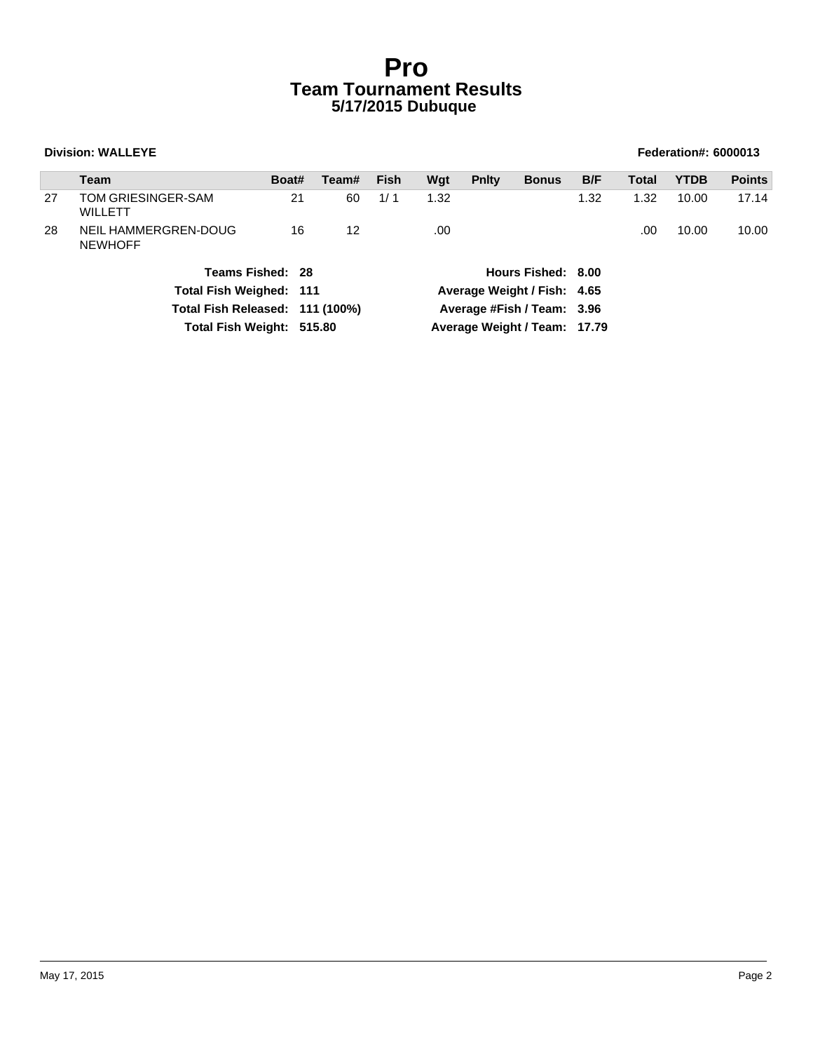# Pro
## Team Tournament Results
### 5/17/2015 Dubuque

**Division: WALLEYE** **Federation#: 6000013**

| | Team | Boat# | Team# | Fish | Wgt | Pnlty | Bonus | B/F | Total | YTDB | Points |
|---|---|---|---|---|---|---|---|---|---|---|---|
| 27 | TOM GRIESINGER-SAM WILLETT | 21 | 60 | 1/ 1 | 1.32 | | | 1.32 | 1.32 | 10.00 | 17.14 |
| 28 | NEIL HAMMERGREN-DOUG NEWHOFF | 16 | 12 | | .00 | | | | .00 | 10.00 | 10.00 |

**Teams Fished: 28**
**Total Fish Weighed: 111**
**Total Fish Released: 111 (100%)**
**Total Fish Weight: 515.80**

**Hours Fished: 8.00**
**Average Weight / Fish: 4.65**
**Average #Fish / Team: 3.96**
**Average Weight / Team: 17.79**